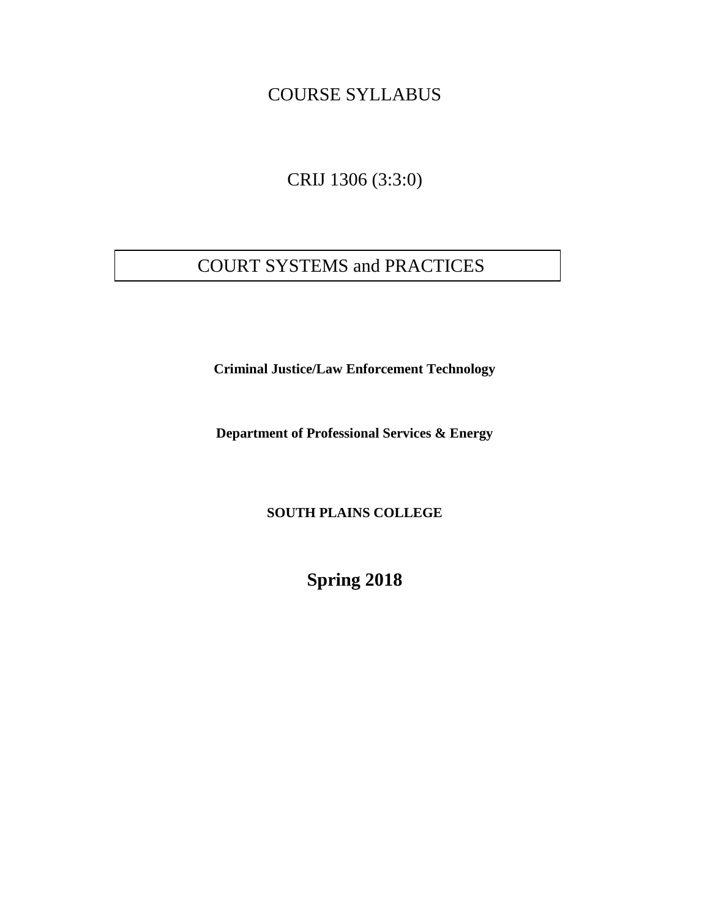# COURSE SYLLABUS

## CRIJ 1306 (3:3:0)

## COURT SYSTEMS and PRACTICES

**Criminal Justice/Law Enforcement Technology**

**Department of Professional Services & Energy**

**SOUTH PLAINS COLLEGE**

**Spring 2018**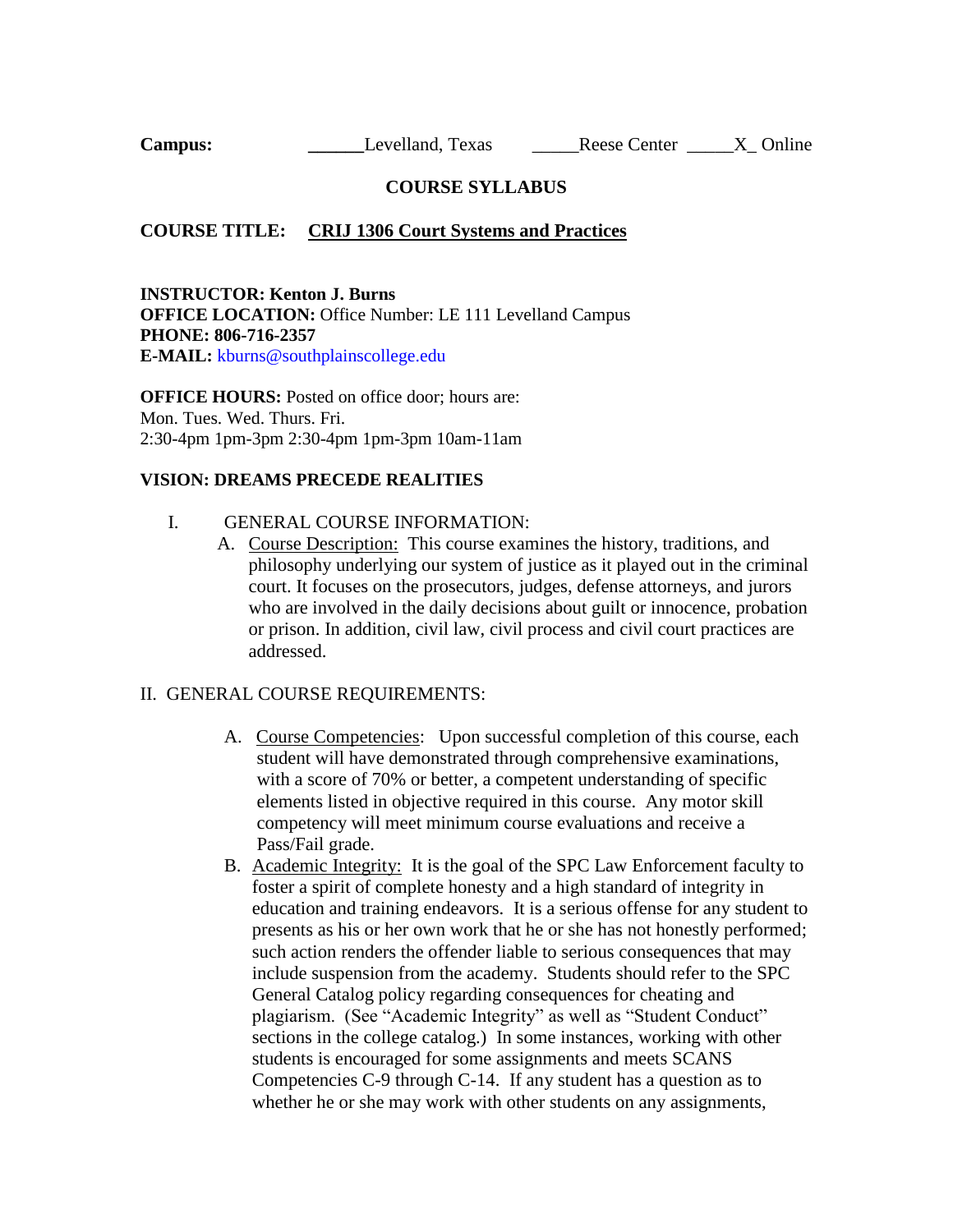**Campus:** ______Levelland, Texas _____Reese Center _____X_ Online

**COURSE SYLLABUS**

**COURSE TITLE:** **CRIJ 1306 Court Systems and Practices**

**INSTRUCTOR: Kenton J. Burns**
**OFFICE LOCATION:** Office Number: LE 111 Levelland Campus
**PHONE: 806-716-2357**
**E-MAIL:** kburns@southplainscollege.edu

**OFFICE HOURS:** Posted on office door; hours are:
Mon. Tues. Wed. Thurs. Fri.
2:30-4pm 1pm-3pm 2:30-4pm 1pm-3pm 10am-11am

**VISION: DREAMS PRECEDE REALITIES**

I. GENERAL COURSE INFORMATION:

A. Course Description: This course examines the history, traditions, and philosophy underlying our system of justice as it played out in the criminal court. It focuses on the prosecutors, judges, defense attorneys, and jurors who are involved in the daily decisions about guilt or innocence, probation or prison. In addition, civil law, civil process and civil court practices are addressed.

II. GENERAL COURSE REQUIREMENTS:

A. Course Competencies: Upon successful completion of this course, each student will have demonstrated through comprehensive examinations, with a score of 70% or better, a competent understanding of specific elements listed in objective required in this course. Any motor skill competency will meet minimum course evaluations and receive a Pass/Fail grade.

B. Academic Integrity: It is the goal of the SPC Law Enforcement faculty to foster a spirit of complete honesty and a high standard of integrity in education and training endeavors. It is a serious offense for any student to presents as his or her own work that he or she has not honestly performed; such action renders the offender liable to serious consequences that may include suspension from the academy. Students should refer to the SPC General Catalog policy regarding consequences for cheating and plagiarism. (See "Academic Integrity" as well as "Student Conduct" sections in the college catalog.) In some instances, working with other students is encouraged for some assignments and meets SCANS Competencies C-9 through C-14. If any student has a question as to whether he or she may work with other students on any assignments,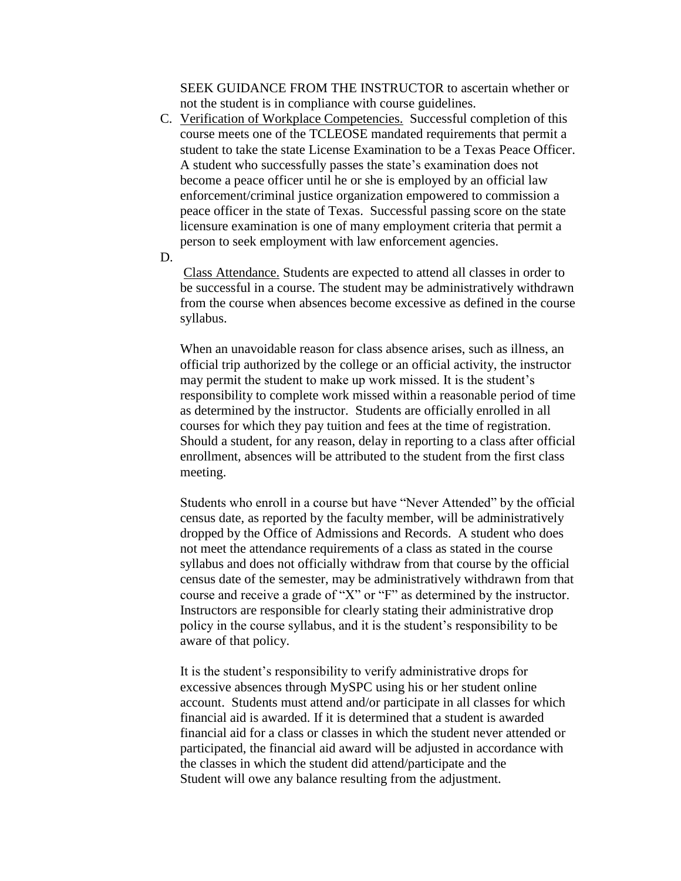SEEK GUIDANCE FROM THE INSTRUCTOR to ascertain whether or not the student is in compliance with course guidelines.

C. <u>Verification of Workplace Competencies.</u> Successful completion of this course meets one of the TCLEOSE mandated requirements that permit a student to take the state License Examination to be a Texas Peace Officer. A student who successfully passes the state's examination does not become a peace officer until he or she is employed by an official law enforcement/criminal justice organization empowered to commission a peace officer in the state of Texas. Successful passing score on the state licensure examination is one of many employment criteria that permit a person to seek employment with law enforcement agencies.

D. <u>Class Attendance.</u> Students are expected to attend all classes in order to be successful in a course. The student may be administratively withdrawn from the course when absences become excessive as defined in the course syllabus.

   When an unavoidable reason for class absence arises, such as illness, an official trip authorized by the college or an official activity, the instructor may permit the student to make up work missed. It is the student's responsibility to complete work missed within a reasonable period of time as determined by the instructor. Students are officially enrolled in all courses for which they pay tuition and fees at the time of registration. Should a student, for any reason, delay in reporting to a class after official enrollment, absences will be attributed to the student from the first class meeting.

   Students who enroll in a course but have "Never Attended" by the official census date, as reported by the faculty member, will be administratively dropped by the Office of Admissions and Records. A student who does not meet the attendance requirements of a class as stated in the course syllabus and does not officially withdraw from that course by the official census date of the semester, may be administratively withdrawn from that course and receive a grade of "X" or "F" as determined by the instructor. Instructors are responsible for clearly stating their administrative drop policy in the course syllabus, and it is the student's responsibility to be aware of that policy.

   It is the student's responsibility to verify administrative drops for excessive absences through MySPC using his or her student online account. Students must attend and/or participate in all classes for which financial aid is awarded. If it is determined that a student is awarded financial aid for a class or classes in which the student never attended or participated, the financial aid award will be adjusted in accordance with the classes in which the student did attend/participate and the Student will owe any balance resulting from the adjustment.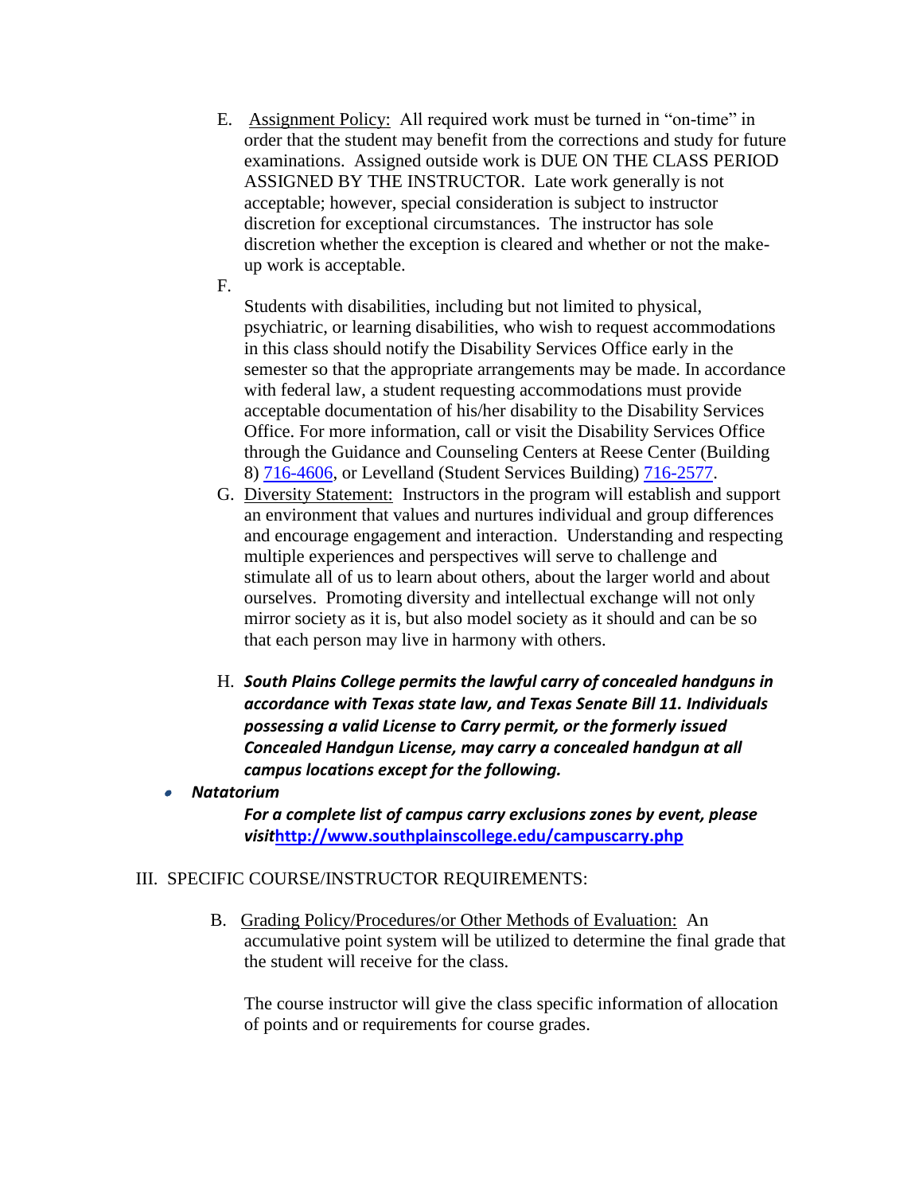E. Assignment Policy: All required work must be turned in "on-time" in order that the student may benefit from the corrections and study for future examinations. Assigned outside work is DUE ON THE CLASS PERIOD ASSIGNED BY THE INSTRUCTOR. Late work generally is not acceptable; however, special consideration is subject to instructor discretion for exceptional circumstances. The instructor has sole discretion whether the exception is cleared and whether or not the make-up work is acceptable.

F.

Students with disabilities, including but not limited to physical, psychiatric, or learning disabilities, who wish to request accommodations in this class should notify the Disability Services Office early in the semester so that the appropriate arrangements may be made. In accordance with federal law, a student requesting accommodations must provide acceptable documentation of his/her disability to the Disability Services Office. For more information, call or visit the Disability Services Office through the Guidance and Counseling Centers at Reese Center (Building 8) 716-4606, or Levelland (Student Services Building) 716-2577.

G. Diversity Statement: Instructors in the program will establish and support an environment that values and nurtures individual and group differences and encourage engagement and interaction. Understanding and respecting multiple experiences and perspectives will serve to challenge and stimulate all of us to learn about others, about the larger world and about ourselves. Promoting diversity and intellectual exchange will not only mirror society as it is, but also model society as it should and can be so that each person may live in harmony with others.

H. ***South Plains College permits the lawful carry of concealed handguns in accordance with Texas state law, and Texas Senate Bill 11. Individuals possessing a valid License to Carry permit, or the formerly issued Concealed Handgun License, may carry a concealed handgun at all campus locations except for the following.***

- ***Natatorium***

***For a complete list of campus carry exclusions zones by event, please visit*[http://www.southplainscollege.edu/campuscarry.php](http://www.southplainscollege.edu/campuscarry.php)**

III. SPECIFIC COURSE/INSTRUCTOR REQUIREMENTS:

B. Grading Policy/Procedures/or Other Methods of Evaluation: An accumulative point system will be utilized to determine the final grade that the student will receive for the class.

The course instructor will give the class specific information of allocation of points and or requirements for course grades.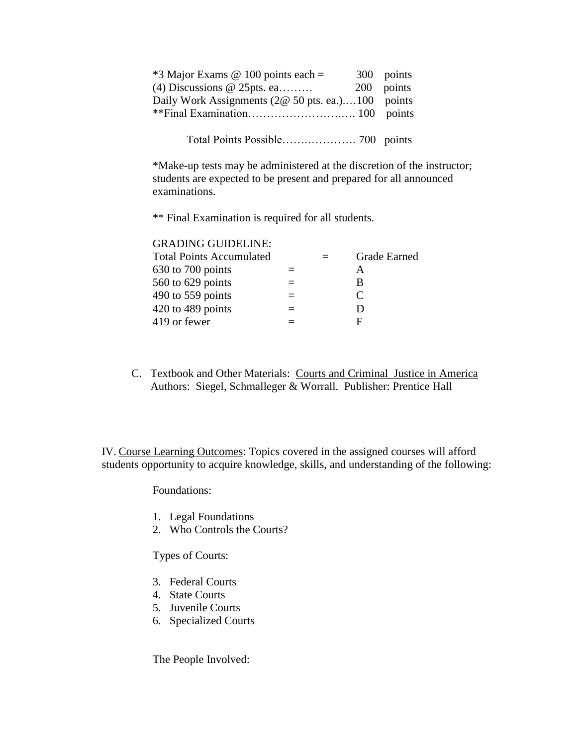| | | |
|---|---|---|
| *3 Major Exams @ 100 points each = | 300 | points |
| (4) Discussions @ 25pts. ea……… | 200 | points |
| Daily Work Assignments (2@ 50 pts. ea.)….100 | | points |
| **Final Examination…………………….…. 100 | | points |

Total Points Possible…….…………. 700 points

*Make-up tests may be administered at the discretion of the instructor; students are expected to be present and prepared for all announced examinations.

** Final Examination is required for all students.

GRADING GUIDELINE:

| Total Points Accumulated | = | Grade Earned |
|---|---|---|
| 630 to 700 points | = | A |
| 560 to 629 points | = | B |
| 490 to 559 points | = | C |
| 420 to 489 points | = | D |
| 419 or fewer | = | F |

C. Textbook and Other Materials: Courts and Criminal Justice in America
Authors: Siegel, Schmalleger & Worrall. Publisher: Prentice Hall

IV. Course Learning Outcomes: Topics covered in the assigned courses will afford students opportunity to acquire knowledge, skills, and understanding of the following:

Foundations:

1. Legal Foundations
2. Who Controls the Courts?

Types of Courts:

3. Federal Courts
4. State Courts
5. Juvenile Courts
6. Specialized Courts

The People Involved: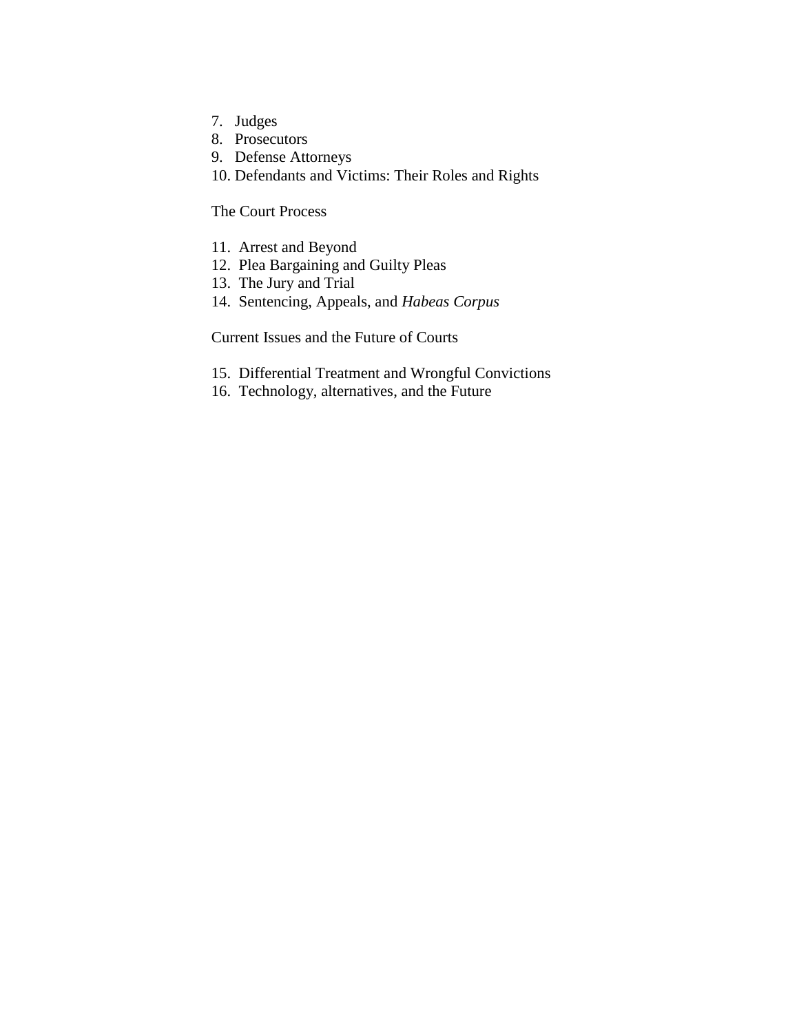7. Judges
8. Prosecutors
9. Defense Attorneys
10. Defendants and Victims: Their Roles and Rights

The Court Process

11. Arrest and Beyond
12. Plea Bargaining and Guilty Pleas
13. The Jury and Trial
14. Sentencing, Appeals, and *Habeas Corpus*

Current Issues and the Future of Courts

15. Differential Treatment and Wrongful Convictions
16. Technology, alternatives, and the Future